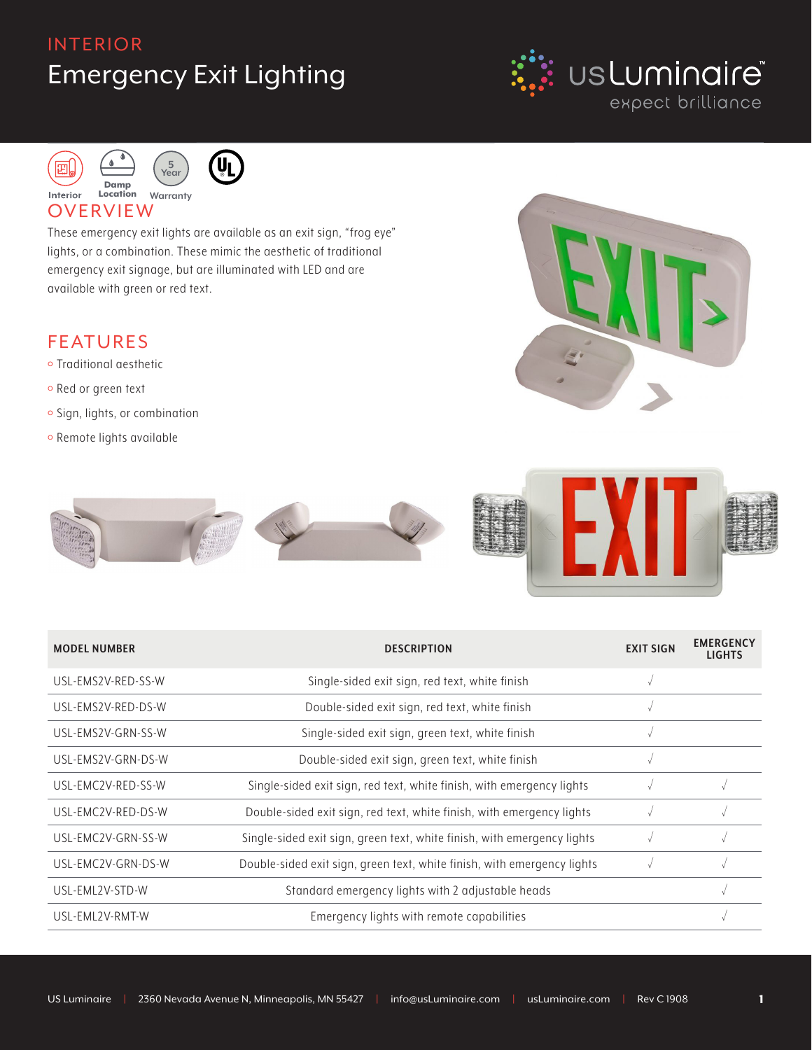INTERIOR

# Emergency Exit Lighting

usLuminaire™
expect brilliance

Interior | Damp Location | 5 Year Warranty

## OVERVIEW

These emergency exit lights are available as an exit sign, "frog eye" lights, or a combination. These mimic the aesthetic of traditional emergency exit signage, but are illuminated with LED and are available with green or red text.

## FEATURES

- Traditional aesthetic
- Red or green text
- Sign, lights, or combination
- Remote lights available

| MODEL NUMBER | DESCRIPTION | EXIT SIGN | EMERGENCY LIGHTS |
|---|---|---|---|
| USL-EMS2V-RED-SS-W | Single-sided exit sign, red text, white finish | √ | |
| USL-EMS2V-RED-DS-W | Double-sided exit sign, red text, white finish | √ | |
| USL-EMS2V-GRN-SS-W | Single-sided exit sign, green text, white finish | √ | |
| USL-EMS2V-GRN-DS-W | Double-sided exit sign, green text, white finish | √ | |
| USL-EMC2V-RED-SS-W | Single-sided exit sign, red text, white finish, with emergency lights | √ | √ |
| USL-EMC2V-RED-DS-W | Double-sided exit sign, red text, white finish, with emergency lights | √ | √ |
| USL-EMC2V-GRN-SS-W | Single-sided exit sign, green text, white finish, with emergency lights | √ | √ |
| USL-EMC2V-GRN-DS-W | Double-sided exit sign, green text, white finish, with emergency lights | √ | √ |
| USL-EML2V-STD-W | Standard emergency lights with 2 adjustable heads | | √ |
| USL-EML2V-RMT-W | Emergency lights with remote capabilities | | √ |

US Luminaire | 2360 Nevada Avenue N, Minneapolis, MN 55427 | info@usLuminaire.com | usLuminaire.com | Rev C 1908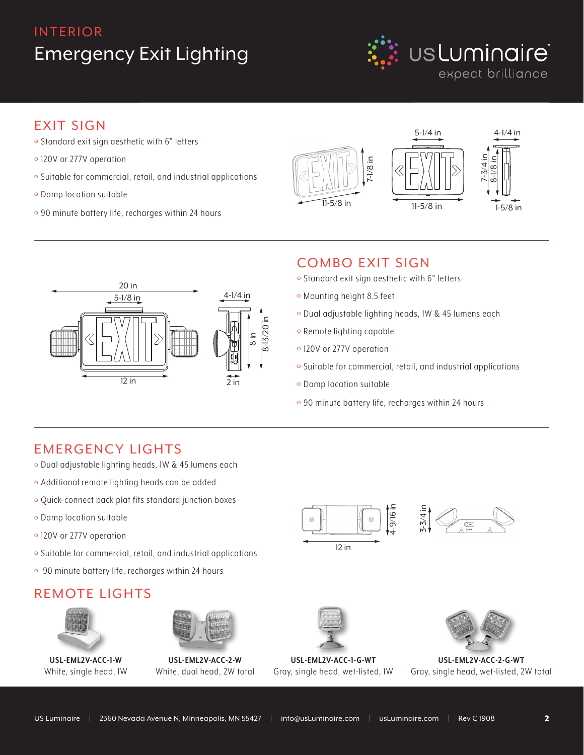INTERIOR

# Emergency Exit Lighting

usLuminaire™
expect brilliance

## EXIT SIGN

- Standard exit sign aesthetic with 6" letters
- 120V or 277V operation
- Suitable for commercial, retail, and industrial applications
- Damp location suitable
- 90 minute battery life, recharges within 24 hours

11-5/8 in
7-1/8 in
5-1/4 in
11-5/8 in
4-1/4 in
7-3/4 in
8-1/8 in
1-5/8 in

## COMBO EXIT SIGN

20 in
5-1/8 in
12 in
4-1/4 in
8 in
8-13/20 in
2 in

- Standard exit sign aesthetic with 6" letters
- Mounting height 8.5 feet
- Dual adjustable lighting heads, 1W & 45 lumens each
- Remote lighting capable
- 120V or 277V operation
- Suitable for commercial, retail, and industrial applications
- Damp location suitable
- 90 minute battery life, recharges within 24 hours

## EMERGENCY LIGHTS

- Dual adjustable lighting heads, 1W & 45 lumens each
- Additional remote lighting heads can be added
- Quick-connect back plat fits standard junction boxes
- Damp location suitable
- 120V or 277V operation
- Suitable for commercial, retail, and industrial applications
- 90 minute battery life, recharges within 24 hours

12 in
4-9/16 in
3-3/4 in

## REMOTE LIGHTS

**USL-EML2V-ACC-1-W**
White, single head, 1W

**USL-EML2V-ACC-2-W**
White, dual head, 2W total

**USL-EML2V-ACC-1-G-WT**
Gray, single head, wet-listed, 1W

**USL-EML2V-ACC-2-G-WT**
Gray, single head, wet-listed, 2W total

US Luminaire | 2360 Nevada Avenue N, Minneapolis, MN 55427 | info@usLuminaire.com | usLuminaire.com | Rev C 1908